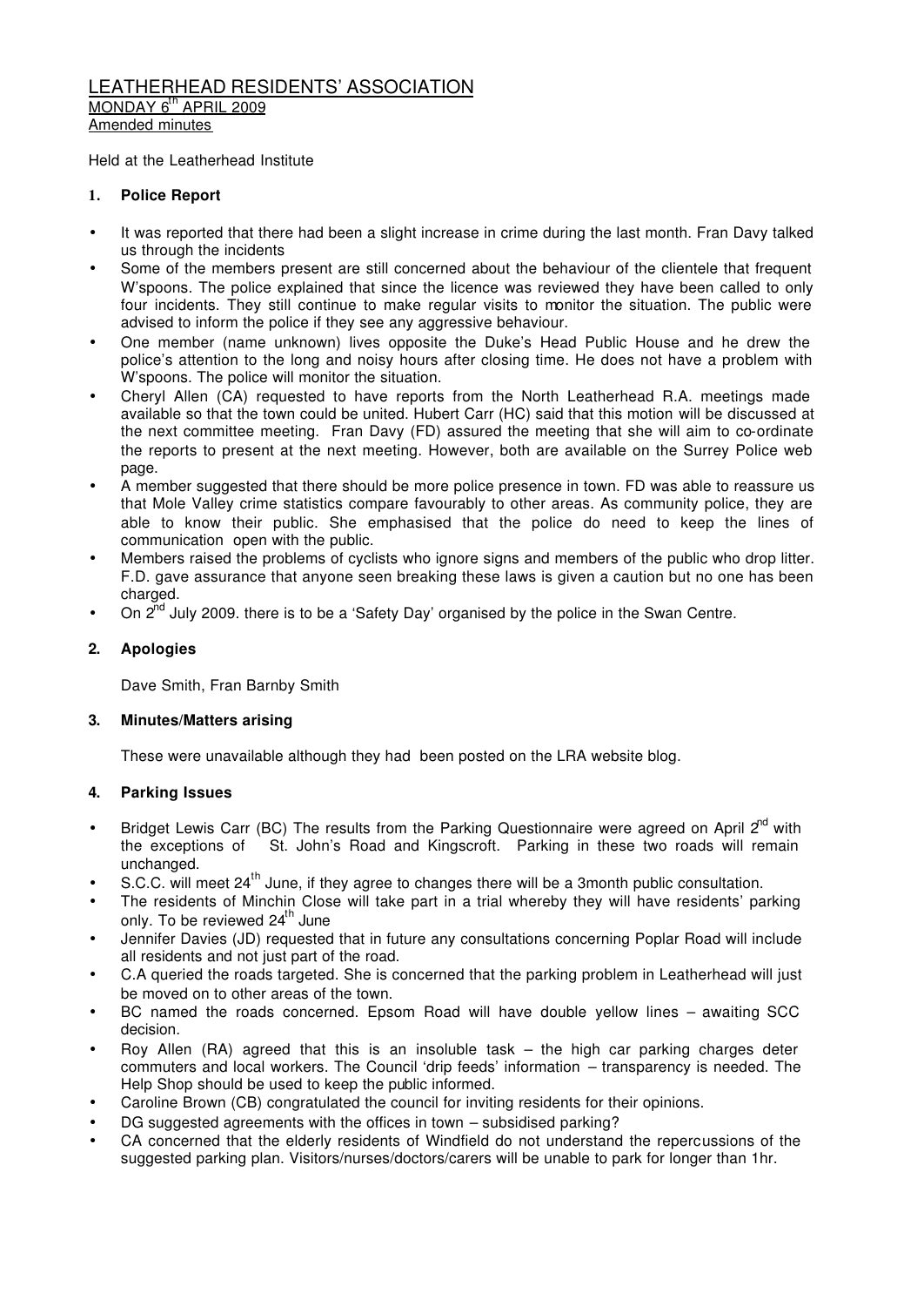# LEATHERHEAD RESIDENTS' ASSOCIATION

MONDAY 6th APRIL 2009

Amended minutes

Held at the Leatherhead Institute

## 1. Police Report

- It was reported that there had been a slight increase in crime during the last month. Fran Davy talked us through the incidents
- Some of the members present are still concerned about the behaviour of the clientele that frequent W'spoons. The police explained that since the licence was reviewed they have been called to only four incidents. They still continue to make regular visits to monitor the situation. The public were advised to inform the police if they see any aggressive behaviour.
- One member (name unknown) lives opposite the Duke's Head Public House and he drew the police's attention to the long and noisy hours after closing time. He does not have a problem with W'spoons. The police will monitor the situation.
- Cheryl Allen (CA) requested to have reports from the North Leatherhead R.A. meetings made available so that the town could be united. Hubert Carr (HC) said that this motion will be discussed at the next committee meeting. Fran Davy (FD) assured the meeting that she will aim to co-ordinate the reports to present at the next meeting. However, both are available on the Surrey Police web page.
- A member suggested that there should be more police presence in town. FD was able to reassure us that Mole Valley crime statistics compare favourably to other areas. As community police, they are able to know their public. She emphasised that the police do need to keep the lines of communication open with the public.
- Members raised the problems of cyclists who ignore signs and members of the public who drop litter. F.D. gave assurance that anyone seen breaking these laws is given a caution but no one has been charged.
- On 2nd July 2009. there is to be a 'Safety Day' organised by the police in the Swan Centre.

## 2. Apologies

Dave Smith, Fran Barnby Smith

## 3. Minutes/Matters arising

These were unavailable although they had been posted on the LRA website blog.

## 4. Parking Issues

- Bridget Lewis Carr (BC) The results from the Parking Questionnaire were agreed on April 2nd with the exceptions of St. John's Road and Kingscroft. Parking in these two roads will remain unchanged.
- S.C.C. will meet 24th June, if they agree to changes there will be a 3month public consultation.
- The residents of Minchin Close will take part in a trial whereby they will have residents' parking only. To be reviewed 24th June
- Jennifer Davies (JD) requested that in future any consultations concerning Poplar Road will include all residents and not just part of the road.
- C.A queried the roads targeted. She is concerned that the parking problem in Leatherhead will just be moved on to other areas of the town.
- BC named the roads concerned. Epsom Road will have double yellow lines – awaiting SCC decision.
- Roy Allen (RA) agreed that this is an insoluble task – the high car parking charges deter commuters and local workers. The Council 'drip feeds' information – transparency is needed. The Help Shop should be used to keep the public informed.
- Caroline Brown (CB) congratulated the council for inviting residents for their opinions.
- DG suggested agreements with the offices in town – subsidised parking?
- CA concerned that the elderly residents of Windfield do not understand the repercussions of the suggested parking plan. Visitors/nurses/doctors/carers will be unable to park for longer than 1hr.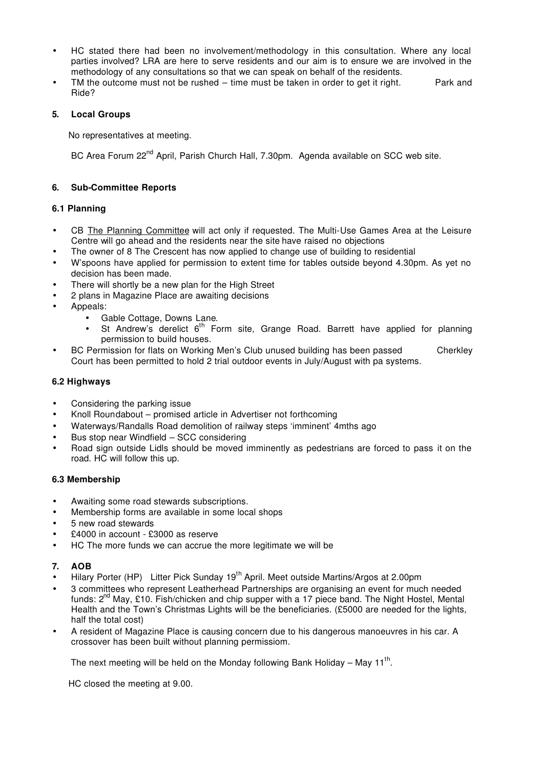- HC stated there had been no involvement/methodology in this consultation. Where any local parties involved? LRA are here to serve residents and our aim is to ensure we are involved in the methodology of any consultations so that we can speak on behalf of the residents.
- TM the outcome must not be rushed – time must be taken in order to get it right. Park and Ride?

### 5. Local Groups

No representatives at meeting.

BC Area Forum 22nd April, Parish Church Hall, 7.30pm. Agenda available on SCC web site.

### 6. Sub-Committee Reports

#### 6.1 Planning

- CB The Planning Committee will act only if requested. The Multi-Use Games Area at the Leisure Centre will go ahead and the residents near the site have raised no objections
- The owner of 8 The Crescent has now applied to change use of building to residential
- W'spoons have applied for permission to extent time for tables outside beyond 4.30pm. As yet no decision has been made.
- There will shortly be a new plan for the High Street
- 2 plans in Magazine Place are awaiting decisions
- Appeals:
  - Gable Cottage, Downs Lane.
  - St Andrew's derelict 6th Form site, Grange Road. Barrett have applied for planning permission to build houses.
- BC Permission for flats on Working Men's Club unused building has been passed Cherkley Court has been permitted to hold 2 trial outdoor events in July/August with pa systems.

#### 6.2 Highways

- Considering the parking issue
- Knoll Roundabout – promised article in Advertiser not forthcoming
- Waterways/Randalls Road demolition of railway steps 'imminent' 4mths ago
- Bus stop near Windfield – SCC considering
- Road sign outside Lidls should be moved imminently as pedestrians are forced to pass it on the road. HC will follow this up.

#### 6.3 Membership

- Awaiting some road stewards subscriptions.
- Membership forms are available in some local shops
- 5 new road stewards
- £4000 in account - £3000 as reserve
- HC The more funds we can accrue the more legitimate we will be

### 7. AOB

- Hilary Porter (HP) Litter Pick Sunday 19th April. Meet outside Martins/Argos at 2.00pm
- 3 committees who represent Leatherhead Partnerships are organising an event for much needed funds: 2nd May, £10. Fish/chicken and chip supper with a 17 piece band. The Night Hostel, Mental Health and the Town's Christmas Lights will be the beneficiaries. (£5000 are needed for the lights, half the total cost)
- A resident of Magazine Place is causing concern due to his dangerous manoeuvres in his car. A crossover has been built without planning permissiom.

The next meeting will be held on the Monday following Bank Holiday – May 11th.

HC closed the meeting at 9.00.